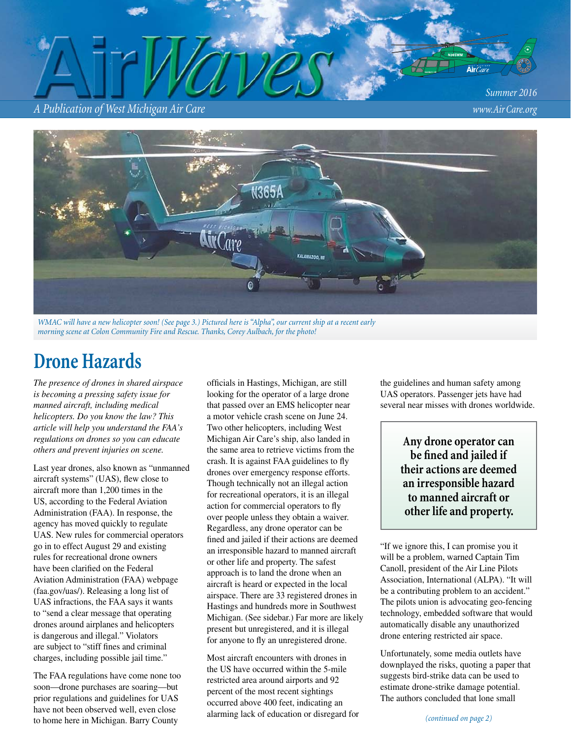# AirWaves

*A Publication of West Michigan Air Care*

*Summer 2016*

*www.Air Care.org*

*WMAC will have a new helicopter soon! (See page 3.) Pictured here is "Alpha", our current ship at a recent early morning scene at Colon Community Fire and Rescue. Thanks, Corey Aulbach, for the photo!*

## Drone Hazards

*The presence of drones in shared airspace is becoming a pressing safety issue for manned aircraft, including medical helicopters. Do you know the law? This article will help you understand the FAA's regulations on drones so you can educate others and prevent injuries on scene.*

Last year drones, also known as "unmanned aircraft systems" (UAS), flew close to aircraft more than 1,200 times in the US, according to the Federal Aviation Administration (FAA). In response, the agency has moved quickly to regulate UAS. New rules for commercial operators go in to effect August 29 and existing rules for recreational drone owners have been clarified on the Federal Aviation Administration (FAA) webpage (faa.gov/uas/). Releasing a long list of UAS infractions, the FAA says it wants to "send a clear message that operating drones around airplanes and helicopters is dangerous and illegal." Violators are subject to "stiff fines and criminal charges, including possible jail time."

The FAA regulations have come none too soon—drone purchases are soaring—but prior regulations and guidelines for UAS have not been observed well, even close to home here in Michigan. Barry County officials in Hastings, Michigan, are still looking for the operator of a large drone that passed over an EMS helicopter near a motor vehicle crash scene on June 24. Two other helicopters, including West Michigan Air Care's ship, also landed in the same area to retrieve victims from the crash. It is against FAA guidelines to fly drones over emergency response efforts. Though technically not an illegal action for recreational operators, it is an illegal action for commercial operators to fly over people unless they obtain a waiver. Regardless, any drone operator can be fined and jailed if their actions are deemed an irresponsible hazard to manned aircraft or other life and property. The safest approach is to land the drone when an aircraft is heard or expected in the local airspace. There are 33 registered drones in Hastings and hundreds more in Southwest Michigan. (See sidebar.) Far more are likely present but unregistered, and it is illegal for anyone to fly an unregistered drone.

Most aircraft encounters with drones in the US have occurred within the 5-mile restricted area around airports and 92 percent of the most recent sightings occurred above 400 feet, indicating an alarming lack of education or disregard for the guidelines and human safety among UAS operators. Passenger jets have had several near misses with drones worldwide.

> **Any drone operator can be fined and jailed if their actions are deemed an irresponsible hazard to manned aircraft or other life and property.**

"If we ignore this, I can promise you it will be a problem, warned Captain Tim Canoll, president of the Air Line Pilots Association, International (ALPA). "It will be a contributing problem to an accident." The pilots union is advocating geo-fencing technology, embedded software that would automatically disable any unauthorized drone entering restricted air space.

Unfortunately, some media outlets have downplayed the risks, quoting a paper that suggests bird-strike data can be used to estimate drone-strike damage potential. The authors concluded that lone small

*(continued on page 2)*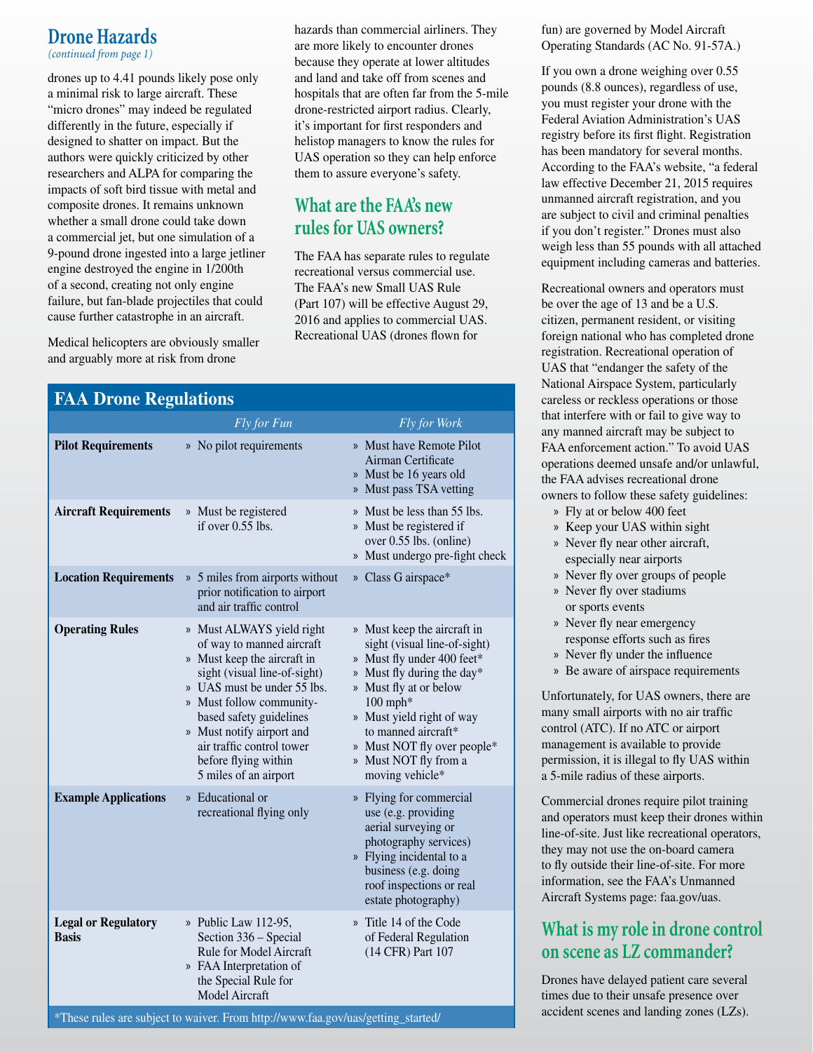## Drone Hazards

*(continued from page 1)*

drones up to 4.41 pounds likely pose only a minimal risk to large aircraft. These "micro drones" may indeed be regulated differently in the future, especially if designed to shatter on impact. But the authors were quickly criticized by other researchers and ALPA for comparing the impacts of soft bird tissue with metal and composite drones. It remains unknown whether a small drone could take down a commercial jet, but one simulation of a 9-pound drone ingested into a large jetliner engine destroyed the engine in 1/200th of a second, creating not only engine failure, but fan-blade projectiles that could cause further catastrophe in an aircraft.

Medical helicopters are obviously smaller and arguably more at risk from drone hazards than commercial airliners. They are more likely to encounter drones because they operate at lower altitudes and land and take off from scenes and hospitals that are often far from the 5-mile drone-restricted airport radius. Clearly, it's important for first responders and helistop managers to know the rules for UAS operation so they can help enforce them to assure everyone's safety.

## What are the FAA's new rules for UAS owners?

The FAA has separate rules to regulate recreational versus commercial use. The FAA's new Small UAS Rule (Part 107) will be effective August 29, 2016 and applies to commercial UAS. Recreational UAS (drones flown for fun) are governed by Model Aircraft Operating Standards (AC No. 91-57A.)

If you own a drone weighing over 0.55 pounds (8.8 ounces), regardless of use, you must register your drone with the Federal Aviation Administration's UAS registry before its first flight. Registration has been mandatory for several months. According to the FAA's website, "a federal law effective December 21, 2015 requires unmanned aircraft registration, and you are subject to civil and criminal penalties if you don't register." Drones must also weigh less than 55 pounds with all attached equipment including cameras and batteries.

Recreational owners and operators must be over the age of 13 and be a U.S. citizen, permanent resident, or visiting foreign national who has completed drone registration. Recreational operation of UAS that "endanger the safety of the National Airspace System, particularly careless or reckless operations or those that interfere with or fail to give way to any manned aircraft may be subject to FAA enforcement action." To avoid UAS operations deemed unsafe and/or unlawful, the FAA advises recreational drone owners to follow these safety guidelines:

- Fly at or below 400 feet
- Keep your UAS within sight
- Never fly near other aircraft, especially near airports
- Never fly over groups of people
- Never fly over stadiums or sports events
- Never fly near emergency response efforts such as fires
- Never fly under the influence
- Be aware of airspace requirements

Unfortunately, for UAS owners, there are many small airports with no air traffic control (ATC). If no ATC or airport management is available to provide permission, it is illegal to fly UAS within a 5-mile radius of these airports.

Commercial drones require pilot training and operators must keep their drones within line-of-site. Just like recreational operators, they may not use the on-board camera to fly outside their line-of-site. For more information, see the FAA's Unmanned Aircraft Systems page: faa.gov/uas.

## What is my role in drone control on scene as LZ commander?

Drones have delayed patient care several times due to their unsafe presence over accident scenes and landing zones (LZs).

### FAA Drone Regulations

| | *Fly for Fun* | *Fly for Work* |
|---|---|---|
| **Pilot Requirements** | » No pilot requirements | » Must have Remote Pilot Airman Certificate<br>» Must be 16 years old<br>» Must pass TSA vetting |
| **Aircraft Requirements** | » Must be registered if over 0.55 lbs. | » Must be less than 55 lbs.<br>» Must be registered if over 0.55 lbs. (online)<br>» Must undergo pre-fight check |
| **Location Requirements** | » 5 miles from airports without prior notification to airport and air traffic control | » Class G airspace* |
| **Operating Rules** | » Must ALWAYS yield right of way to manned aircraft<br>» Must keep the aircraft in sight (visual line-of-sight)<br>» UAS must be under 55 lbs.<br>» Must follow community-based safety guidelines<br>» Must notify airport and air traffic control tower before flying within 5 miles of an airport | » Must keep the aircraft in sight (visual line-of-sight)<br>» Must fly under 400 feet*<br>» Must fly during the day*<br>» Must fly at or below 100 mph*<br>» Must yield right of way to manned aircraft*<br>» Must NOT fly over people*<br>» Must NOT fly from a moving vehicle* |
| **Example Applications** | » Educational or recreational flying only | » Flying for commercial use (e.g. providing aerial surveying or photography services)<br>» Flying incidental to a business (e.g. doing roof inspections or real estate photography) |
| **Legal or Regulatory Basis** | » Public Law 112-95, Section 336 – Special Rule for Model Aircraft<br>» FAA Interpretation of the Special Rule for Model Aircraft | » Title 14 of the Code of Federal Regulation (14 CFR) Part 107 |

*These rules are subject to waiver. From http://www.faa.gov/uas/getting_started/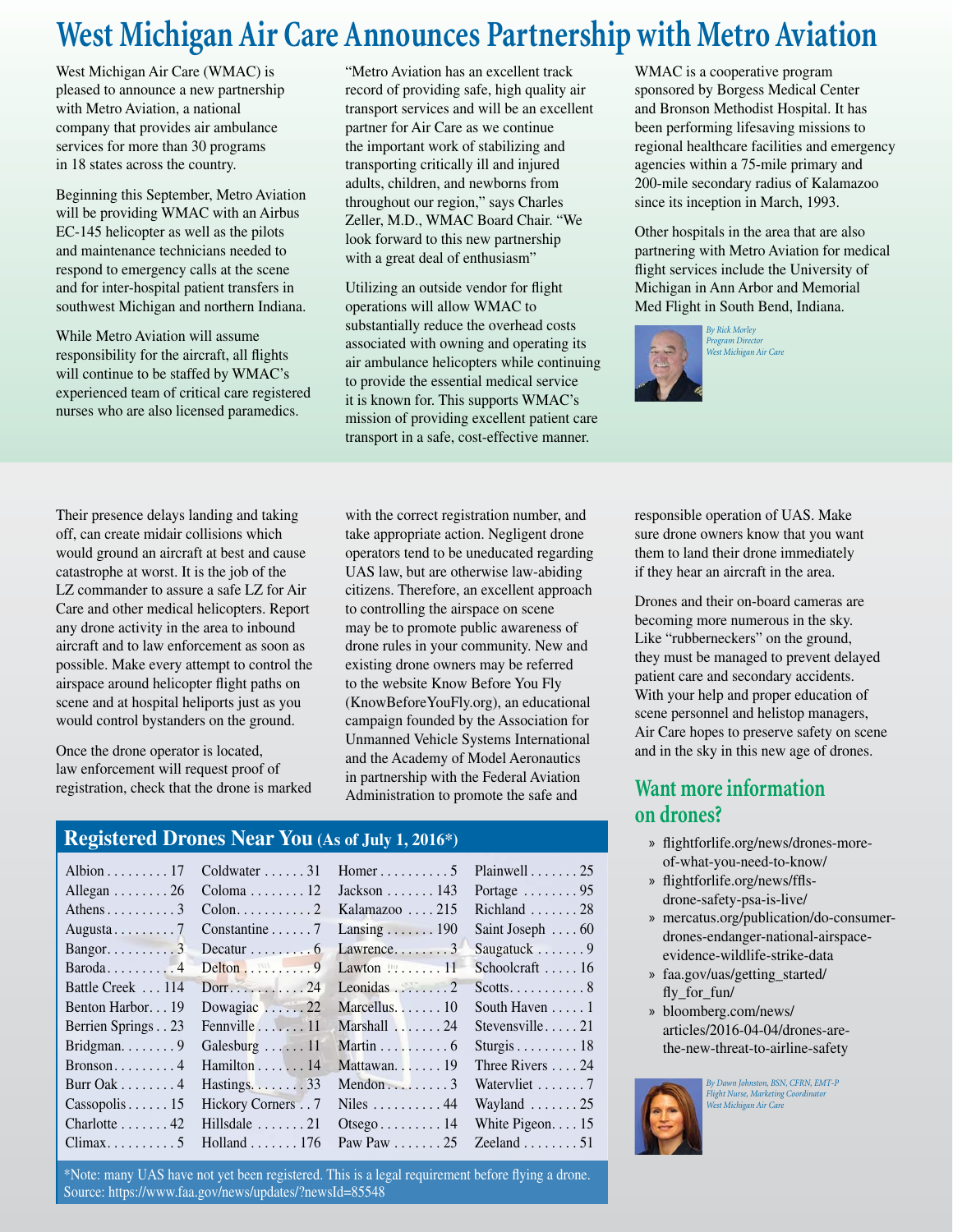# West Michigan Air Care Announces Partnership with Metro Aviation

West Michigan Air Care (WMAC) is pleased to announce a new partnership with Metro Aviation, a national company that provides air ambulance services for more than 30 programs in 18 states across the country.

Beginning this September, Metro Aviation will be providing WMAC with an Airbus EC-145 helicopter as well as the pilots and maintenance technicians needed to respond to emergency calls at the scene and for inter-hospital patient transfers in southwest Michigan and northern Indiana.

While Metro Aviation will assume responsibility for the aircraft, all flights will continue to be staffed by WMAC's experienced team of critical care registered nurses who are also licensed paramedics.

"Metro Aviation has an excellent track record of providing safe, high quality air transport services and will be an excellent partner for Air Care as we continue the important work of stabilizing and transporting critically ill and injured adults, children, and newborns from throughout our region," says Charles Zeller, M.D., WMAC Board Chair. "We look forward to this new partnership with a great deal of enthusiasm"

Utilizing an outside vendor for flight operations will allow WMAC to substantially reduce the overhead costs associated with owning and operating its air ambulance helicopters while continuing to provide the essential medical service it is known for. This supports WMAC's mission of providing excellent patient care transport in a safe, cost-effective manner.

WMAC is a cooperative program sponsored by Borgess Medical Center and Bronson Methodist Hospital. It has been performing lifesaving missions to regional healthcare facilities and emergency agencies within a 75-mile primary and 200-mile secondary radius of Kalamazoo since its inception in March, 1993.

Other hospitals in the area that are also partnering with Metro Aviation for medical flight services include the University of Michigan in Ann Arbor and Memorial Med Flight in South Bend, Indiana.

*By Rick Morley*
*Program Director*
*West Michigan Air Care*

---

Their presence delays landing and taking off, can create midair collisions which would ground an aircraft at best and cause catastrophe at worst. It is the job of the LZ commander to assure a safe LZ for Air Care and other medical helicopters. Report any drone activity in the area to inbound aircraft and to law enforcement as soon as possible. Make every attempt to control the airspace around helicopter flight paths on scene and at hospital heliports just as you would control bystanders on the ground.

Once the drone operator is located, law enforcement will request proof of registration, check that the drone is marked with the correct registration number, and take appropriate action. Negligent drone operators tend to be uneducated regarding UAS law, but are otherwise law-abiding citizens. Therefore, an excellent approach to controlling the airspace on scene may be to promote public awareness of drone rules in your community. New and existing drone owners may be referred to the website Know Before You Fly (KnowBeforeYouFly.org), an educational campaign founded by the Association for Unmanned Vehicle Systems International and the Academy of Model Aeronautics in partnership with the Federal Aviation Administration to promote the safe and responsible operation of UAS. Make sure drone owners know that you want them to land their drone immediately if they hear an aircraft in the area.

Drones and their on-board cameras are becoming more numerous in the sky. Like "rubberneckers" on the ground, they must be managed to prevent delayed patient care and secondary accidents. With your help and proper education of scene personnel and helistop managers, Air Care hopes to preserve safety on scene and in the sky in this new age of drones.

## Registered Drones Near You (As of July 1, 2016*)

| City | Drones | City | Drones | City | Drones | City | Drones |
|---|---|---|---|---|---|---|---|
| Albion | 17 | Coldwater | 31 | Homer | 5 | Plainwell | 25 |
| Allegan | 26 | Coloma | 12 | Jackson | 143 | Portage | 95 |
| Athens | 3 | Colon | 2 | Kalamazoo | 215 | Richland | 28 |
| Augusta | 7 | Constantine | 7 | Lansing | 190 | Saint Joseph | 60 |
| Bangor | 3 | Decatur | 6 | Lawrence | 3 | Saugatuck | 9 |
| Baroda | 4 | Delton | 9 | Lawton | 11 | Schoolcraft | 16 |
| Battle Creek | 114 | Dorr | 24 | Leonidas | 2 | Scotts | 8 |
| Benton Harbor | 19 | Dowagiac | 22 | Marcellus | 10 | South Haven | 1 |
| Berrien Springs | 23 | Fennville | 11 | Marshall | 24 | Stevensville | 21 |
| Bridgman | 9 | Galesburg | 11 | Martin | 6 | Sturgis | 18 |
| Bronson | 4 | Hamilton | 14 | Mattawan | 19 | Three Rivers | 24 |
| Burr Oak | 4 | Hastings | 33 | Mendon | 3 | Watervliet | 7 |
| Cassopolis | 15 | Hickory Corners | 7 | Niles | 44 | Wayland | 25 |
| Charlotte | 42 | Hillsdale | 21 | Otsego | 14 | White Pigeon | 15 |
| Climax | 5 | Holland | 176 | Paw Paw | 25 | Zeeland | 51 |

*Note: many UAS have not yet been registered. This is a legal requirement before flying a drone.
Source: https://www.faa.gov/news/updates/?newsId=85548

## Want more information on drones?

- flightforlife.org/news/drones-more-of-what-you-need-to-know/
- flightforlife.org/news/ffls-drone-safety-psa-is-live/
- mercatus.org/publication/do-consumer-drones-endanger-national-airspace-evidence-wildlife-strike-data
- faa.gov/uas/getting_started/fly_for_fun/
- bloomberg.com/news/articles/2016-04-04/drones-are-the-new-threat-to-airline-safety

*By Dawn Johnston, BSN, CFRN, EMT-P*
*Flight Nurse, Marketing Coordinator*
*West Michigan Air Care*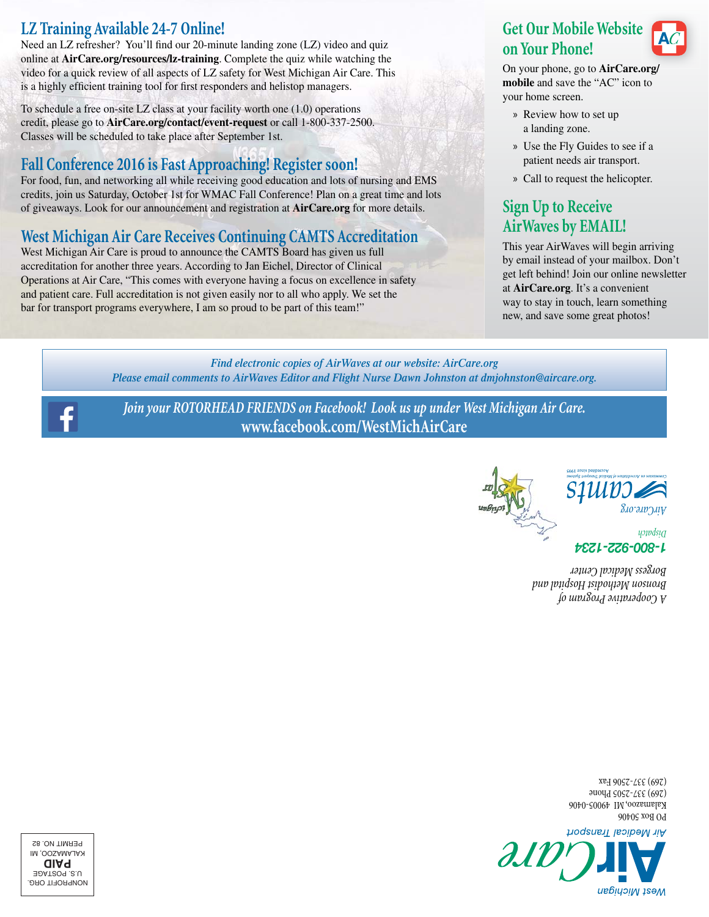## LZ Training Available 24-7 Online!

Need an LZ refresher? You'll find our 20-minute landing zone (LZ) video and quiz online at **AirCare.org/resources/lz-training**. Complete the quiz while watching the video for a quick review of all aspects of LZ safety for West Michigan Air Care. This is a highly efficient training tool for first responders and helistop managers.

To schedule a free on-site LZ class at your facility worth one (1.0) operations credit, please go to **AirCare.org/contact/event-request** or call 1-800-337-2500. Classes will be scheduled to take place after September 1st.

## Fall Conference 2016 is Fast Approaching! Register soon!

For food, fun, and networking all while receiving good education and lots of nursing and EMS credits, join us Saturday, October 1st for WMAC Fall Conference! Plan on a great time and lots of giveaways. Look for our announcement and registration at **AirCare.org** for more details.

## West Michigan Air Care Receives Continuing CAMTS Accreditation

West Michigan Air Care is proud to announce the CAMTS Board has given us full accreditation for another three years. According to Jan Eichel, Director of Clinical Operations at Air Care, "This comes with everyone having a focus on excellence in safety and patient care. Full accreditation is not given easily nor to all who apply. We set the bar for transport programs everywhere, I am so proud to be part of this team!"

## Get Our Mobile Website on Your Phone!

On your phone, go to **AirCare.org/mobile** and save the "AC" icon to your home screen.

» Review how to set up a landing zone.

» Use the Fly Guides to see if a patient needs air transport.

» Call to request the helicopter.

## Sign Up to Receive AirWaves by EMAIL!

This year AirWaves will begin arriving by email instead of your mailbox. Don't get left behind! Join our online newsletter at **AirCare.org**. It's a convenient way to stay in touch, learn something new, and save some great photos!

*Find electronic copies of AirWaves at our website: AirCare.org*
*Please email comments to AirWaves Editor and Flight Nurse Dawn Johnston at dmjohnston@aircare.org.*

*Join your ROTORHEAD FRIENDS on Facebook! Look us up under West Michigan Air Care.*
**www.facebook.com/WestMichAirCare**

*A Cooperative Program of Bronson Methodist Hospital and Borgess Medical Center*

**1-800-922-1234**
*Dispatch*

*AirCare.org*

camts
*Commission on Accreditation of Medical Transport Systems*
*Accredited since 1995*

West Michigan AirCare
Air Medical Transport
PO Box 50406
Kalamazoo, MI 49005-0406
(269) 337-2505 Phone
(269) 337-2506 Fax

NONPROFIT ORG.
U.S. POSTAGE
**PAID**
KALAMAZOO, MI
PERMIT NO. 82